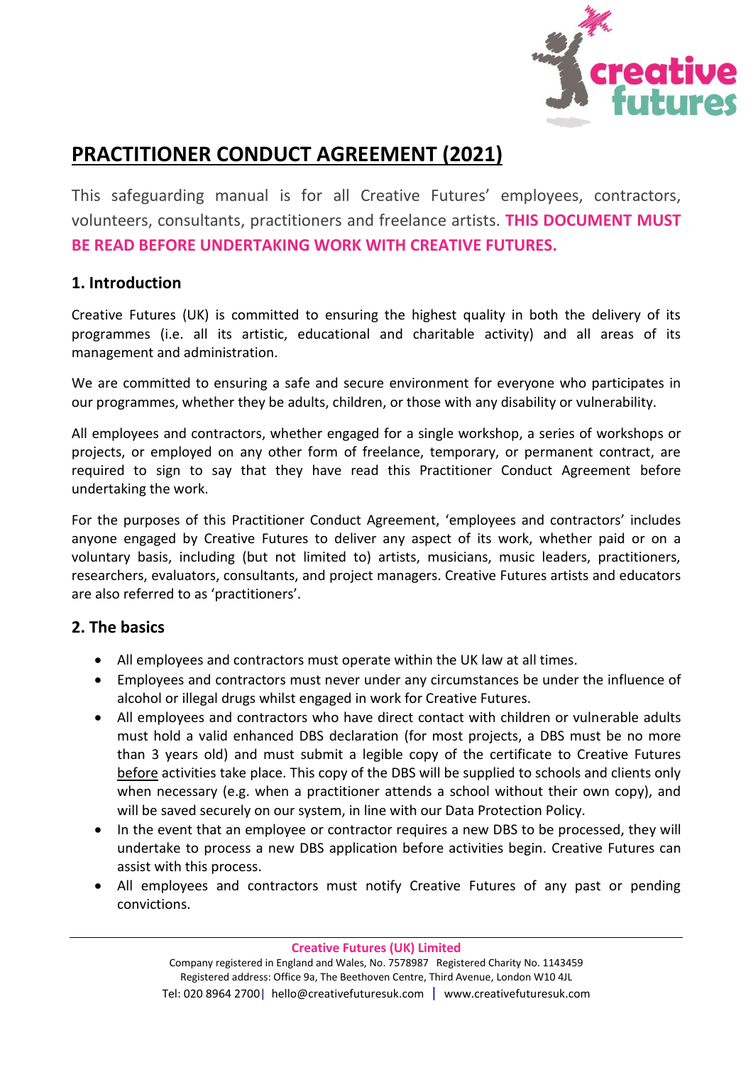# PRACTITIONER CONDUCT AGREEMENT (2021)

This safeguarding manual is for all Creative Futures' employees, contractors, volunteers, consultants, practitioners and freelance artists. **THIS DOCUMENT MUST BE READ BEFORE UNDERTAKING WORK WITH CREATIVE FUTURES.**

## 1. Introduction

Creative Futures (UK) is committed to ensuring the highest quality in both the delivery of its programmes (i.e. all its artistic, educational and charitable activity) and all areas of its management and administration.

We are committed to ensuring a safe and secure environment for everyone who participates in our programmes, whether they be adults, children, or those with any disability or vulnerability.

All employees and contractors, whether engaged for a single workshop, a series of workshops or projects, or employed on any other form of freelance, temporary, or permanent contract, are required to sign to say that they have read this Practitioner Conduct Agreement before undertaking the work.

For the purposes of this Practitioner Conduct Agreement, 'employees and contractors' includes anyone engaged by Creative Futures to deliver any aspect of its work, whether paid or on a voluntary basis, including (but not limited to) artists, musicians, music leaders, practitioners, researchers, evaluators, consultants, and project managers. Creative Futures artists and educators are also referred to as 'practitioners'.

## 2. The basics

- All employees and contractors must operate within the UK law at all times.
- Employees and contractors must never under any circumstances be under the influence of alcohol or illegal drugs whilst engaged in work for Creative Futures.
- All employees and contractors who have direct contact with children or vulnerable adults must hold a valid enhanced DBS declaration (for most projects, a DBS must be no more than 3 years old) and must submit a legible copy of the certificate to Creative Futures before activities take place. This copy of the DBS will be supplied to schools and clients only when necessary (e.g. when a practitioner attends a school without their own copy), and will be saved securely on our system, in line with our Data Protection Policy.
- In the event that an employee or contractor requires a new DBS to be processed, they will undertake to process a new DBS application before activities begin. Creative Futures can assist with this process.
- All employees and contractors must notify Creative Futures of any past or pending convictions.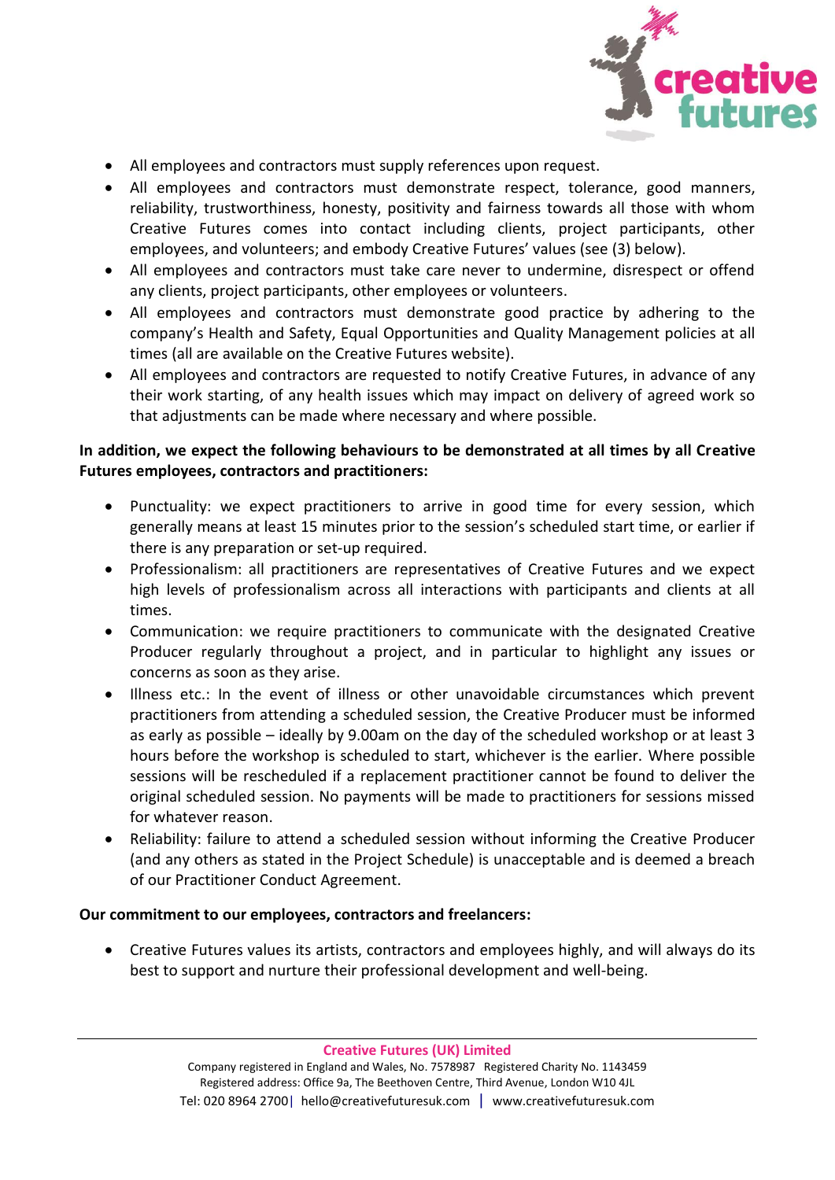- All employees and contractors must supply references upon request.
- All employees and contractors must demonstrate respect, tolerance, good manners, reliability, trustworthiness, honesty, positivity and fairness towards all those with whom Creative Futures comes into contact including clients, project participants, other employees, and volunteers; and embody Creative Futures' values (see (3) below).
- All employees and contractors must take care never to undermine, disrespect or offend any clients, project participants, other employees or volunteers.
- All employees and contractors must demonstrate good practice by adhering to the company's Health and Safety, Equal Opportunities and Quality Management policies at all times (all are available on the Creative Futures website).
- All employees and contractors are requested to notify Creative Futures, in advance of any their work starting, of any health issues which may impact on delivery of agreed work so that adjustments can be made where necessary and where possible.

**In addition, we expect the following behaviours to be demonstrated at all times by all Creative Futures employees, contractors and practitioners:**

- Punctuality: we expect practitioners to arrive in good time for every session, which generally means at least 15 minutes prior to the session's scheduled start time, or earlier if there is any preparation or set-up required.
- Professionalism: all practitioners are representatives of Creative Futures and we expect high levels of professionalism across all interactions with participants and clients at all times.
- Communication: we require practitioners to communicate with the designated Creative Producer regularly throughout a project, and in particular to highlight any issues or concerns as soon as they arise.
- Illness etc.: In the event of illness or other unavoidable circumstances which prevent practitioners from attending a scheduled session, the Creative Producer must be informed as early as possible – ideally by 9.00am on the day of the scheduled workshop or at least 3 hours before the workshop is scheduled to start, whichever is the earlier. Where possible sessions will be rescheduled if a replacement practitioner cannot be found to deliver the original scheduled session. No payments will be made to practitioners for sessions missed for whatever reason.
- Reliability: failure to attend a scheduled session without informing the Creative Producer (and any others as stated in the Project Schedule) is unacceptable and is deemed a breach of our Practitioner Conduct Agreement.

**Our commitment to our employees, contractors and freelancers:**

- Creative Futures values its artists, contractors and employees highly, and will always do its best to support and nurture their professional development and well-being.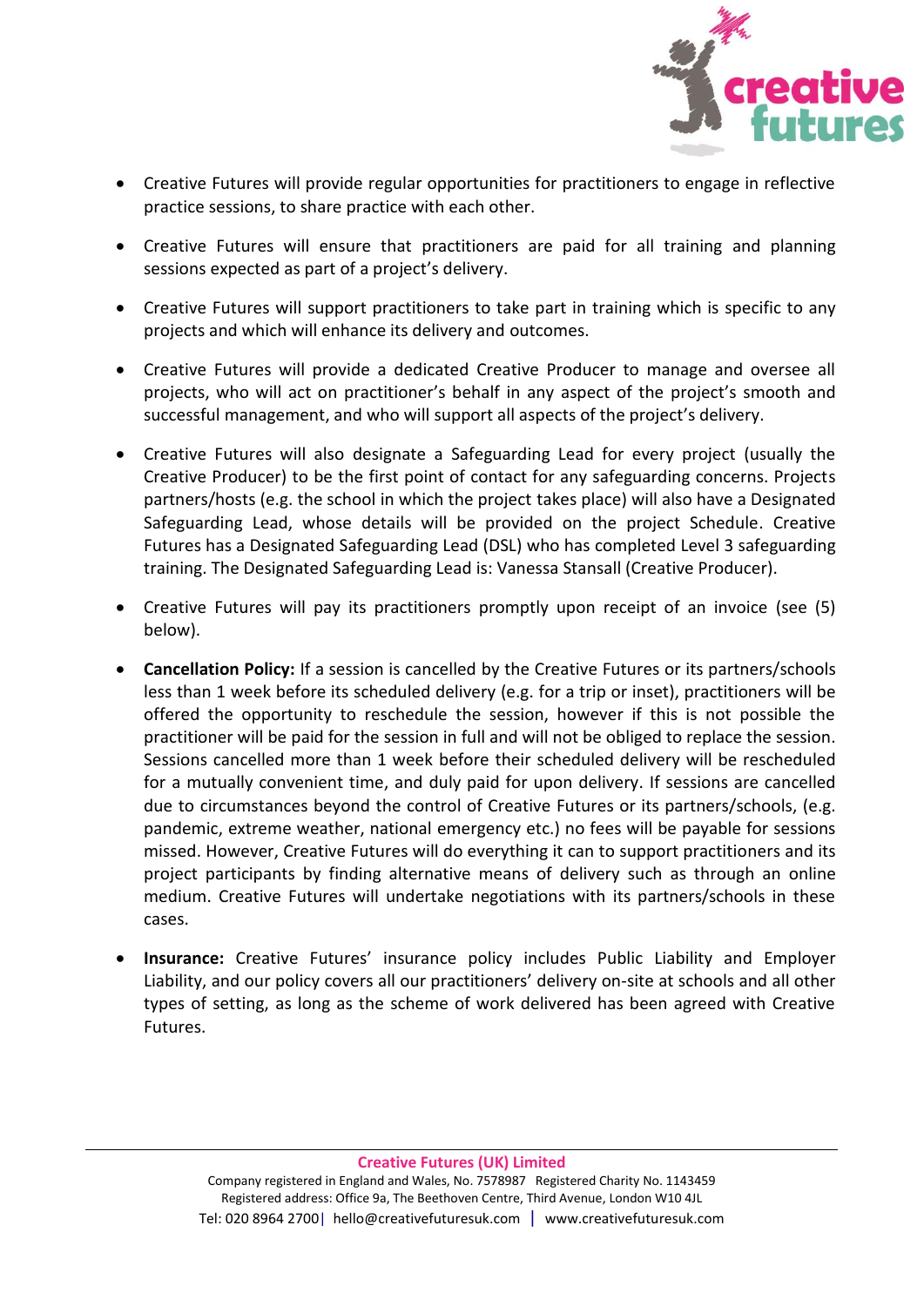- Creative Futures will provide regular opportunities for practitioners to engage in reflective practice sessions, to share practice with each other.

- Creative Futures will ensure that practitioners are paid for all training and planning sessions expected as part of a project's delivery.

- Creative Futures will support practitioners to take part in training which is specific to any projects and which will enhance its delivery and outcomes.

- Creative Futures will provide a dedicated Creative Producer to manage and oversee all projects, who will act on practitioner's behalf in any aspect of the project's smooth and successful management, and who will support all aspects of the project's delivery.

- Creative Futures will also designate a Safeguarding Lead for every project (usually the Creative Producer) to be the first point of contact for any safeguarding concerns. Projects partners/hosts (e.g. the school in which the project takes place) will also have a Designated Safeguarding Lead, whose details will be provided on the project Schedule. Creative Futures has a Designated Safeguarding Lead (DSL) who has completed Level 3 safeguarding training. The Designated Safeguarding Lead is: Vanessa Stansall (Creative Producer).

- Creative Futures will pay its practitioners promptly upon receipt of an invoice (see (5) below).

- **Cancellation Policy:** If a session is cancelled by the Creative Futures or its partners/schools less than 1 week before its scheduled delivery (e.g. for a trip or inset), practitioners will be offered the opportunity to reschedule the session, however if this is not possible the practitioner will be paid for the session in full and will not be obliged to replace the session. Sessions cancelled more than 1 week before their scheduled delivery will be rescheduled for a mutually convenient time, and duly paid for upon delivery. If sessions are cancelled due to circumstances beyond the control of Creative Futures or its partners/schools, (e.g. pandemic, extreme weather, national emergency etc.) no fees will be payable for sessions missed. However, Creative Futures will do everything it can to support practitioners and its project participants by finding alternative means of delivery such as through an online medium. Creative Futures will undertake negotiations with its partners/schools in these cases.

- **Insurance:** Creative Futures' insurance policy includes Public Liability and Employer Liability, and our policy covers all our practitioners' delivery on-site at schools and all other types of setting, as long as the scheme of work delivered has been agreed with Creative Futures.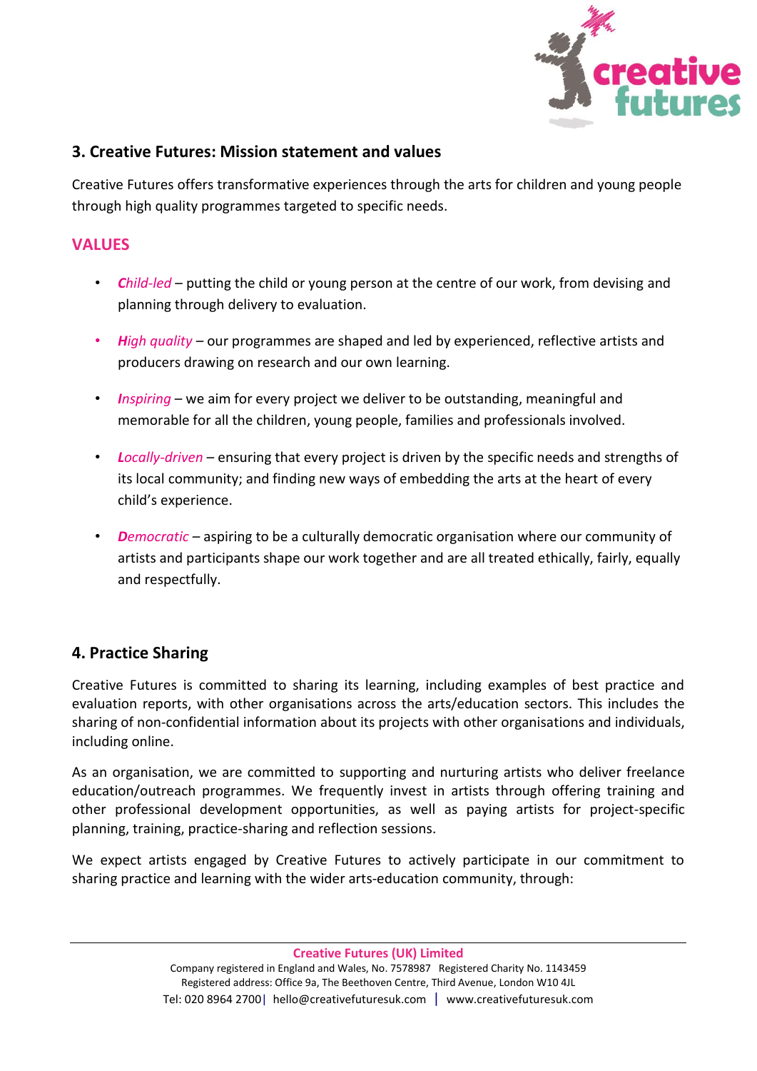## 3. Creative Futures: Mission statement and values

Creative Futures offers transformative experiences through the arts for children and young people through high quality programmes targeted to specific needs.

### VALUES

- ***C****hild-led* – putting the child or young person at the centre of our work, from devising and planning through delivery to evaluation.
- ***H****igh quality* – our programmes are shaped and led by experienced, reflective artists and producers drawing on research and our own learning.
- ***I****nspiring* – we aim for every project we deliver to be outstanding, meaningful and memorable for all the children, young people, families and professionals involved.
- ***L****ocally-driven* – ensuring that every project is driven by the specific needs and strengths of its local community; and finding new ways of embedding the arts at the heart of every child's experience.
- ***D****emocratic* – aspiring to be a culturally democratic organisation where our community of artists and participants shape our work together and are all treated ethically, fairly, equally and respectfully.

## 4. Practice Sharing

Creative Futures is committed to sharing its learning, including examples of best practice and evaluation reports, with other organisations across the arts/education sectors. This includes the sharing of non-confidential information about its projects with other organisations and individuals, including online.

As an organisation, we are committed to supporting and nurturing artists who deliver freelance education/outreach programmes. We frequently invest in artists through offering training and other professional development opportunities, as well as paying artists for project-specific planning, training, practice-sharing and reflection sessions.

We expect artists engaged by Creative Futures to actively participate in our commitment to sharing practice and learning with the wider arts-education community, through: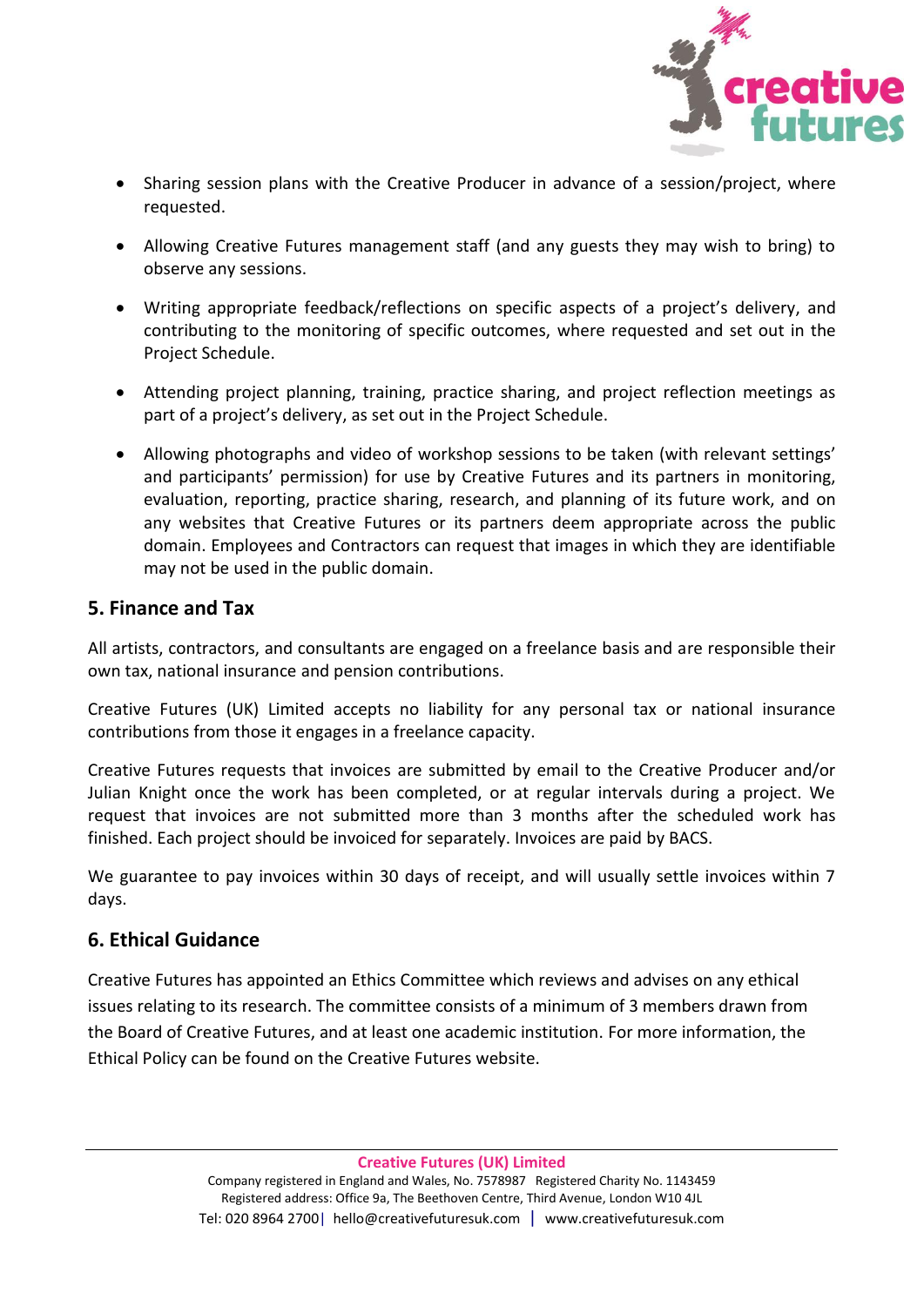- Sharing session plans with the Creative Producer in advance of a session/project, where requested.
- Allowing Creative Futures management staff (and any guests they may wish to bring) to observe any sessions.
- Writing appropriate feedback/reflections on specific aspects of a project's delivery, and contributing to the monitoring of specific outcomes, where requested and set out in the Project Schedule.
- Attending project planning, training, practice sharing, and project reflection meetings as part of a project's delivery, as set out in the Project Schedule.
- Allowing photographs and video of workshop sessions to be taken (with relevant settings' and participants' permission) for use by Creative Futures and its partners in monitoring, evaluation, reporting, practice sharing, research, and planning of its future work, and on any websites that Creative Futures or its partners deem appropriate across the public domain. Employees and Contractors can request that images in which they are identifiable may not be used in the public domain.

## 5. Finance and Tax

All artists, contractors, and consultants are engaged on a freelance basis and are responsible their own tax, national insurance and pension contributions.

Creative Futures (UK) Limited accepts no liability for any personal tax or national insurance contributions from those it engages in a freelance capacity.

Creative Futures requests that invoices are submitted by email to the Creative Producer and/or Julian Knight once the work has been completed, or at regular intervals during a project. We request that invoices are not submitted more than 3 months after the scheduled work has finished. Each project should be invoiced for separately. Invoices are paid by BACS.

We guarantee to pay invoices within 30 days of receipt, and will usually settle invoices within 7 days.

## 6. Ethical Guidance

Creative Futures has appointed an Ethics Committee which reviews and advises on any ethical issues relating to its research. The committee consists of a minimum of 3 members drawn from the Board of Creative Futures, and at least one academic institution. For more information, the Ethical Policy can be found on the Creative Futures website.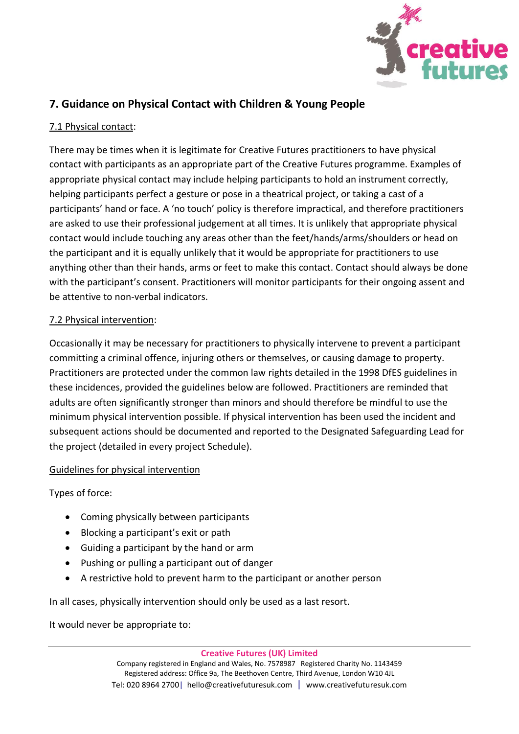## 7. Guidance on Physical Contact with Children & Young People

7.1 Physical contact:

There may be times when it is legitimate for Creative Futures practitioners to have physical contact with participants as an appropriate part of the Creative Futures programme. Examples of appropriate physical contact may include helping participants to hold an instrument correctly, helping participants perfect a gesture or pose in a theatrical project, or taking a cast of a participants' hand or face. A 'no touch' policy is therefore impractical, and therefore practitioners are asked to use their professional judgement at all times. It is unlikely that appropriate physical contact would include touching any areas other than the feet/hands/arms/shoulders or head on the participant and it is equally unlikely that it would be appropriate for practitioners to use anything other than their hands, arms or feet to make this contact. Contact should always be done with the participant's consent. Practitioners will monitor participants for their ongoing assent and be attentive to non-verbal indicators.

7.2 Physical intervention:

Occasionally it may be necessary for practitioners to physically intervene to prevent a participant committing a criminal offence, injuring others or themselves, or causing damage to property. Practitioners are protected under the common law rights detailed in the 1998 DfES guidelines in these incidences, provided the guidelines below are followed. Practitioners are reminded that adults are often significantly stronger than minors and should therefore be mindful to use the minimum physical intervention possible. If physical intervention has been used the incident and subsequent actions should be documented and reported to the Designated Safeguarding Lead for the project (detailed in every project Schedule).

Guidelines for physical intervention

Types of force:

- Coming physically between participants
- Blocking a participant's exit or path
- Guiding a participant by the hand or arm
- Pushing or pulling a participant out of danger
- A restrictive hold to prevent harm to the participant or another person

In all cases, physically intervention should only be used as a last resort.

It would never be appropriate to: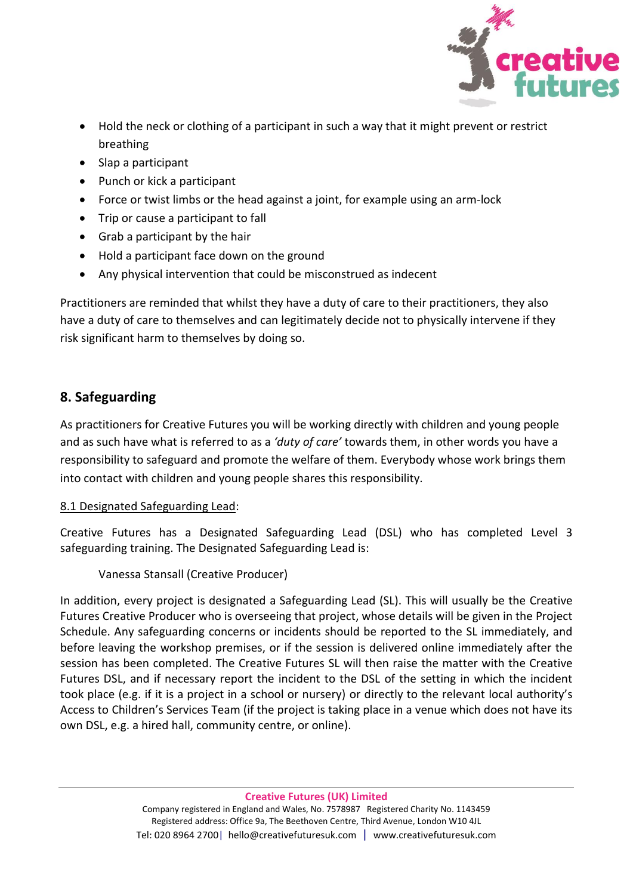- Hold the neck or clothing of a participant in such a way that it might prevent or restrict breathing
- Slap a participant
- Punch or kick a participant
- Force or twist limbs or the head against a joint, for example using an arm-lock
- Trip or cause a participant to fall
- Grab a participant by the hair
- Hold a participant face down on the ground
- Any physical intervention that could be misconstrued as indecent

Practitioners are reminded that whilst they have a duty of care to their practitioners, they also have a duty of care to themselves and can legitimately decide not to physically intervene if they risk significant harm to themselves by doing so.

## 8. Safeguarding

As practitioners for Creative Futures you will be working directly with children and young people and as such have what is referred to as a *'duty of care'* towards them, in other words you have a responsibility to safeguard and promote the welfare of them. Everybody whose work brings them into contact with children and young people shares this responsibility.

<u>8.1 Designated Safeguarding Lead</u>:

Creative Futures has a Designated Safeguarding Lead (DSL) who has completed Level 3 safeguarding training. The Designated Safeguarding Lead is:

Vanessa Stansall (Creative Producer)

In addition, every project is designated a Safeguarding Lead (SL). This will usually be the Creative Futures Creative Producer who is overseeing that project, whose details will be given in the Project Schedule. Any safeguarding concerns or incidents should be reported to the SL immediately, and before leaving the workshop premises, or if the session is delivered online immediately after the session has been completed. The Creative Futures SL will then raise the matter with the Creative Futures DSL, and if necessary report the incident to the DSL of the setting in which the incident took place (e.g. if it is a project in a school or nursery) or directly to the relevant local authority's Access to Children's Services Team (if the project is taking place in a venue which does not have its own DSL, e.g. a hired hall, community centre, or online).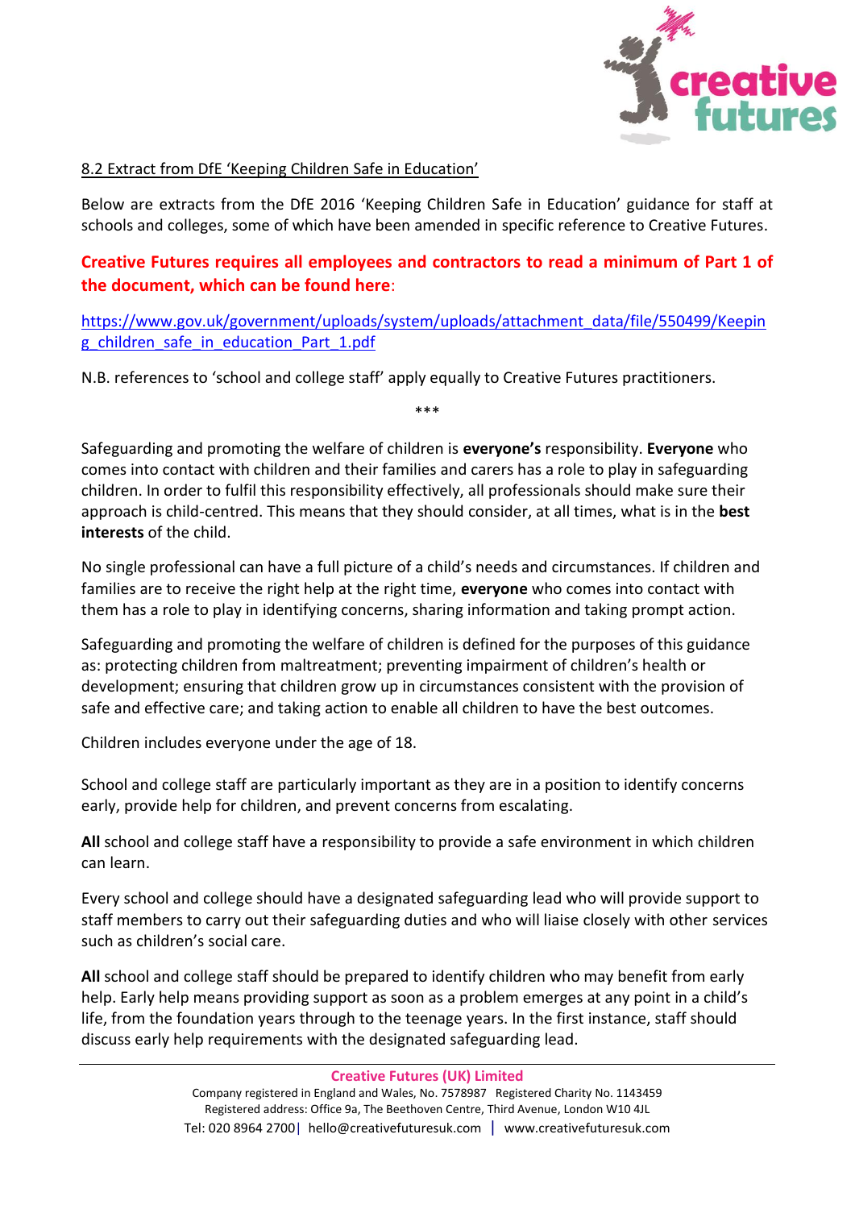8.2 Extract from DfE 'Keeping Children Safe in Education'

Below are extracts from the DfE 2016 'Keeping Children Safe in Education' guidance for staff at schools and colleges, some of which have been amended in specific reference to Creative Futures.

**Creative Futures requires all employees and contractors to read a minimum of Part 1 of the document, which can be found here**:

https://www.gov.uk/government/uploads/system/uploads/attachment_data/file/550499/Keeping_children_safe_in_education_Part_1.pdf

N.B. references to 'school and college staff' apply equally to Creative Futures practitioners.

***

Safeguarding and promoting the welfare of children is **everyone's** responsibility. **Everyone** who comes into contact with children and their families and carers has a role to play in safeguarding children. In order to fulfil this responsibility effectively, all professionals should make sure their approach is child-centred. This means that they should consider, at all times, what is in the **best interests** of the child.

No single professional can have a full picture of a child's needs and circumstances. If children and families are to receive the right help at the right time, **everyone** who comes into contact with them has a role to play in identifying concerns, sharing information and taking prompt action.

Safeguarding and promoting the welfare of children is defined for the purposes of this guidance as: protecting children from maltreatment; preventing impairment of children's health or development; ensuring that children grow up in circumstances consistent with the provision of safe and effective care; and taking action to enable all children to have the best outcomes.

Children includes everyone under the age of 18.

School and college staff are particularly important as they are in a position to identify concerns early, provide help for children, and prevent concerns from escalating.

**All** school and college staff have a responsibility to provide a safe environment in which children can learn.

Every school and college should have a designated safeguarding lead who will provide support to staff members to carry out their safeguarding duties and who will liaise closely with other services such as children's social care.

**All** school and college staff should be prepared to identify children who may benefit from early help. Early help means providing support as soon as a problem emerges at any point in a child's life, from the foundation years through to the teenage years. In the first instance, staff should discuss early help requirements with the designated safeguarding lead.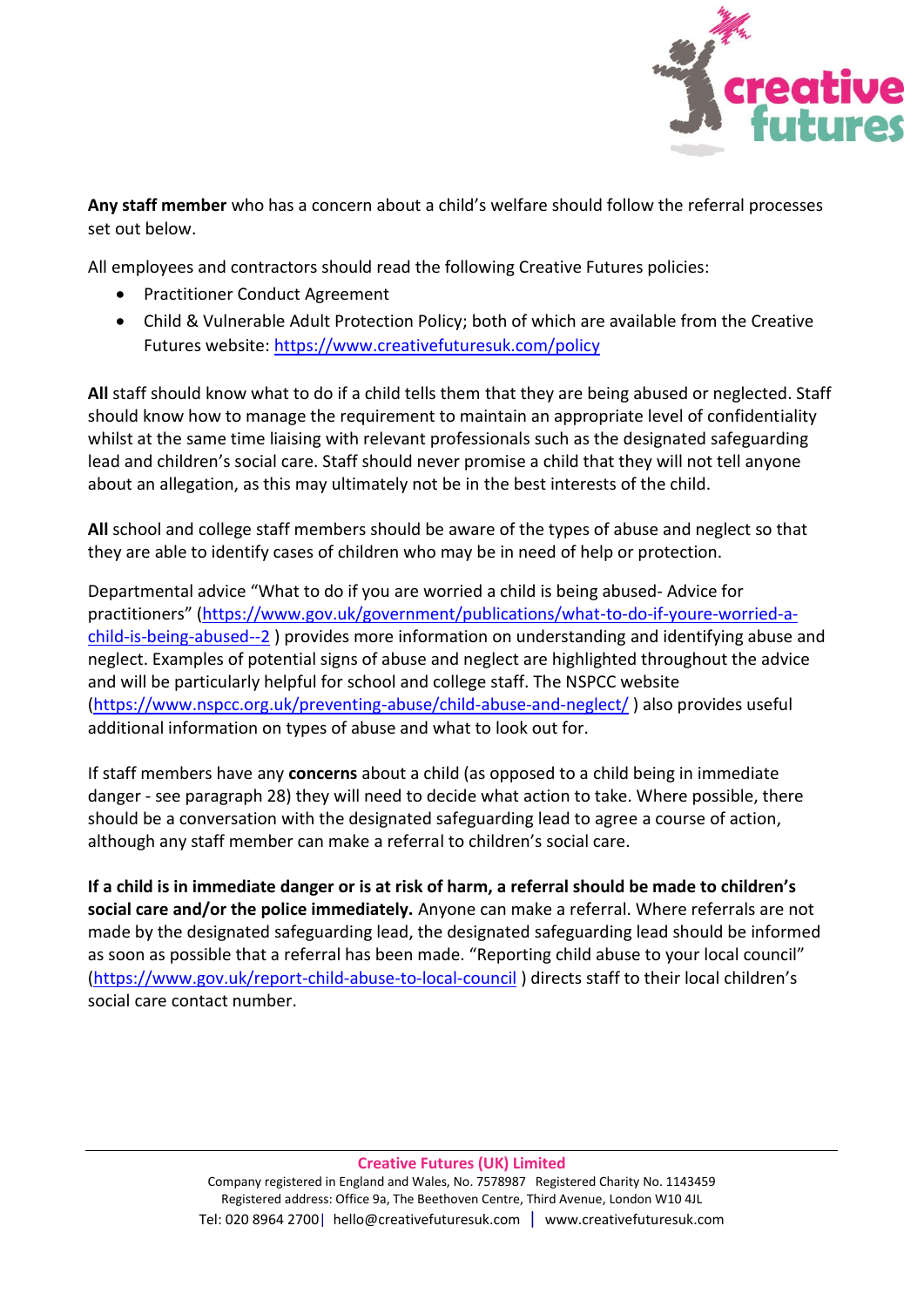**Any staff member** who has a concern about a child's welfare should follow the referral processes set out below.

All employees and contractors should read the following Creative Futures policies:

- Practitioner Conduct Agreement
- Child & Vulnerable Adult Protection Policy; both of which are available from the Creative Futures website: https://www.creativefuturesuk.com/policy

**All** staff should know what to do if a child tells them that they are being abused or neglected. Staff should know how to manage the requirement to maintain an appropriate level of confidentiality whilst at the same time liaising with relevant professionals such as the designated safeguarding lead and children's social care. Staff should never promise a child that they will not tell anyone about an allegation, as this may ultimately not be in the best interests of the child.

**All** school and college staff members should be aware of the types of abuse and neglect so that they are able to identify cases of children who may be in need of help or protection.

Departmental advice "What to do if you are worried a child is being abused- Advice for practitioners" (https://www.gov.uk/government/publications/what-to-do-if-youre-worried-a-child-is-being-abused--2 ) provides more information on understanding and identifying abuse and neglect. Examples of potential signs of abuse and neglect are highlighted throughout the advice and will be particularly helpful for school and college staff. The NSPCC website (https://www.nspcc.org.uk/preventing-abuse/child-abuse-and-neglect/ ) also provides useful additional information on types of abuse and what to look out for.

If staff members have any **concerns** about a child (as opposed to a child being in immediate danger - see paragraph 28) they will need to decide what action to take. Where possible, there should be a conversation with the designated safeguarding lead to agree a course of action, although any staff member can make a referral to children's social care.

**If a child is in immediate danger or is at risk of harm, a referral should be made to children's social care and/or the police immediately.** Anyone can make a referral. Where referrals are not made by the designated safeguarding lead, the designated safeguarding lead should be informed as soon as possible that a referral has been made. "Reporting child abuse to your local council" (https://www.gov.uk/report-child-abuse-to-local-council ) directs staff to their local children's social care contact number.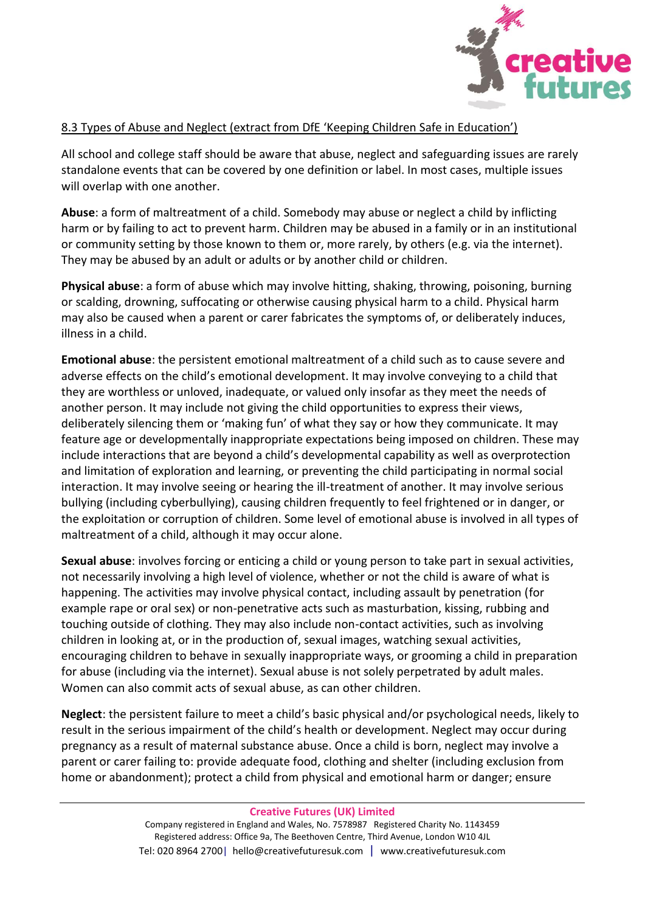8.3 Types of Abuse and Neglect (extract from DfE 'Keeping Children Safe in Education')

All school and college staff should be aware that abuse, neglect and safeguarding issues are rarely standalone events that can be covered by one definition or label. In most cases, multiple issues will overlap with one another.

**Abuse**: a form of maltreatment of a child. Somebody may abuse or neglect a child by inflicting harm or by failing to act to prevent harm. Children may be abused in a family or in an institutional or community setting by those known to them or, more rarely, by others (e.g. via the internet). They may be abused by an adult or adults or by another child or children.

**Physical abuse**: a form of abuse which may involve hitting, shaking, throwing, poisoning, burning or scalding, drowning, suffocating or otherwise causing physical harm to a child. Physical harm may also be caused when a parent or carer fabricates the symptoms of, or deliberately induces, illness in a child.

**Emotional abuse**: the persistent emotional maltreatment of a child such as to cause severe and adverse effects on the child's emotional development. It may involve conveying to a child that they are worthless or unloved, inadequate, or valued only insofar as they meet the needs of another person. It may include not giving the child opportunities to express their views, deliberately silencing them or 'making fun' of what they say or how they communicate. It may feature age or developmentally inappropriate expectations being imposed on children. These may include interactions that are beyond a child's developmental capability as well as overprotection and limitation of exploration and learning, or preventing the child participating in normal social interaction. It may involve seeing or hearing the ill-treatment of another. It may involve serious bullying (including cyberbullying), causing children frequently to feel frightened or in danger, or the exploitation or corruption of children. Some level of emotional abuse is involved in all types of maltreatment of a child, although it may occur alone.

**Sexual abuse**: involves forcing or enticing a child or young person to take part in sexual activities, not necessarily involving a high level of violence, whether or not the child is aware of what is happening. The activities may involve physical contact, including assault by penetration (for example rape or oral sex) or non-penetrative acts such as masturbation, kissing, rubbing and touching outside of clothing. They may also include non-contact activities, such as involving children in looking at, or in the production of, sexual images, watching sexual activities, encouraging children to behave in sexually inappropriate ways, or grooming a child in preparation for abuse (including via the internet). Sexual abuse is not solely perpetrated by adult males. Women can also commit acts of sexual abuse, as can other children.

**Neglect**: the persistent failure to meet a child's basic physical and/or psychological needs, likely to result in the serious impairment of the child's health or development. Neglect may occur during pregnancy as a result of maternal substance abuse. Once a child is born, neglect may involve a parent or carer failing to: provide adequate food, clothing and shelter (including exclusion from home or abandonment); protect a child from physical and emotional harm or danger; ensure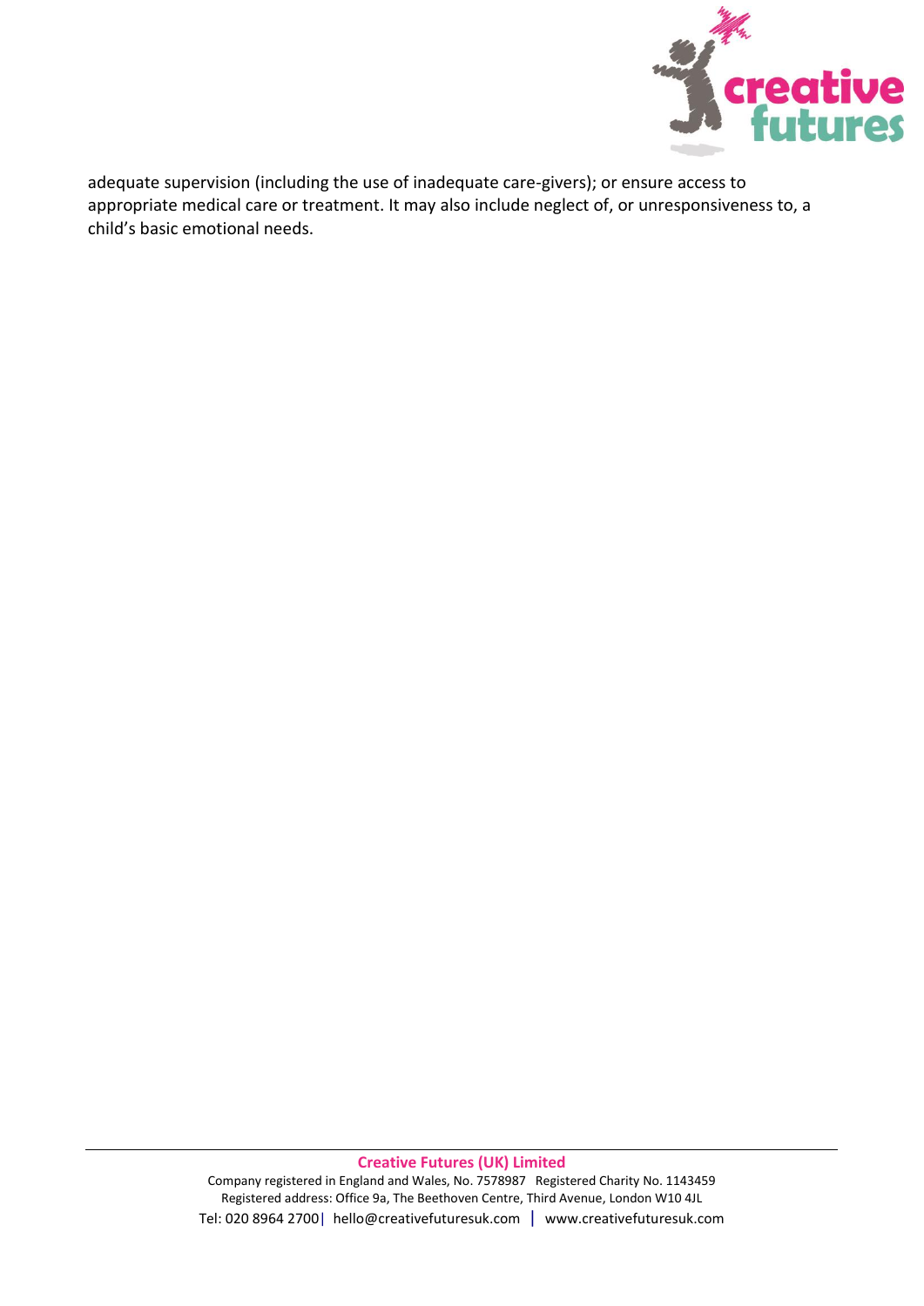adequate supervision (including the use of inadequate care-givers); or ensure access to appropriate medical care or treatment. It may also include neglect of, or unresponsiveness to, a child's basic emotional needs.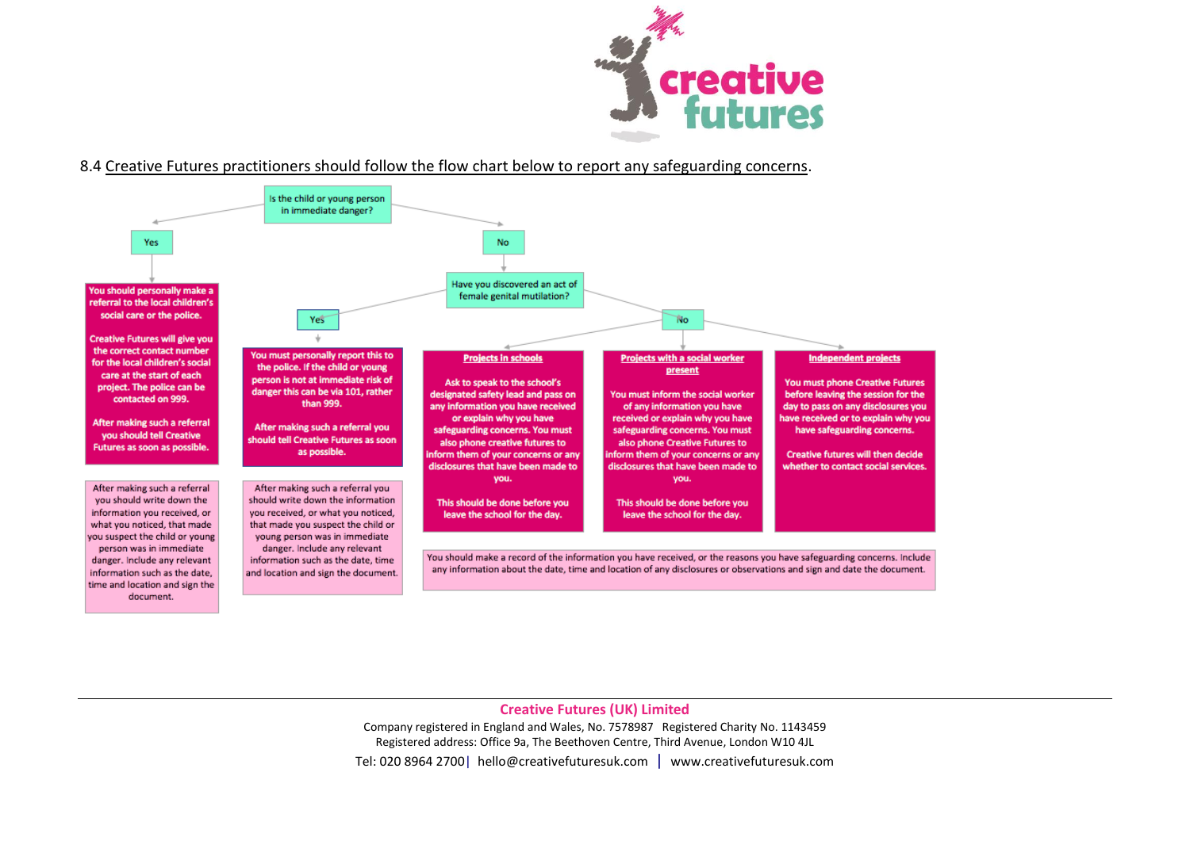8.4 Creative Futures practitioners should follow the flow chart below to report any safeguarding concerns.

**Is the child or young person in immediate danger?**

**Yes**

You should personally make a referral to the local children's social care or the police.

Creative Futures will give you the correct contact number for the local children's social care at the start of each project. The police can be contacted on 999.

After making such a referral you should tell Creative Futures as soon as possible.

After making such a referral you should write down the information you received, or what you noticed, that made you suspect the child or young person was in immediate danger. Include any relevant information such as the date, time and location and sign the document.

**No**

**Have you discovered an act of female genital mutilation?**

**Yes**

You must personally report this to the police. If the child or young person is not at immediate risk of danger this can be via 101, rather than 999.

After making such a referral you should tell Creative Futures as soon as possible.

After making such a referral you should write down the information you received, or what you noticed, that made you suspect the child or young person was in immediate danger. Include any relevant information such as the date, time and location and sign the document.

**No**

**Projects in schools**

Ask to speak to the school's designated safety lead and pass on any information you have received or explain why you have safeguarding concerns. You must also phone creative futures to inform them of your concerns or any disclosures that have been made to you.

This should be done before you leave the school for the day.

**Projects with a social worker present**

You must inform the social worker of any information you have received or explain why you have safeguarding concerns. You must also phone Creative Futures to inform them of your concerns or any disclosures that have been made to you.

This should be done before you leave the school for the day.

**Independent projects**

You must phone Creative Futures before leaving the session for the day to pass on any disclosures you have received or to explain why you have safeguarding concerns.

Creative futures will then decide whether to contact social services.

You should make a record of the information you have received, or the reasons you have safeguarding concerns. Include any information about the date, time and location of any disclosures or observations and sign and date the document.

**Creative Futures (UK) Limited**

Company registered in England and Wales, No. 7578987 Registered Charity No. 1143459

Registered address: Office 9a, The Beethoven Centre, Third Avenue, London W10 4JL

Tel: 020 8964 2700 | hello@creativefuturesuk.com | www.creativefuturesuk.com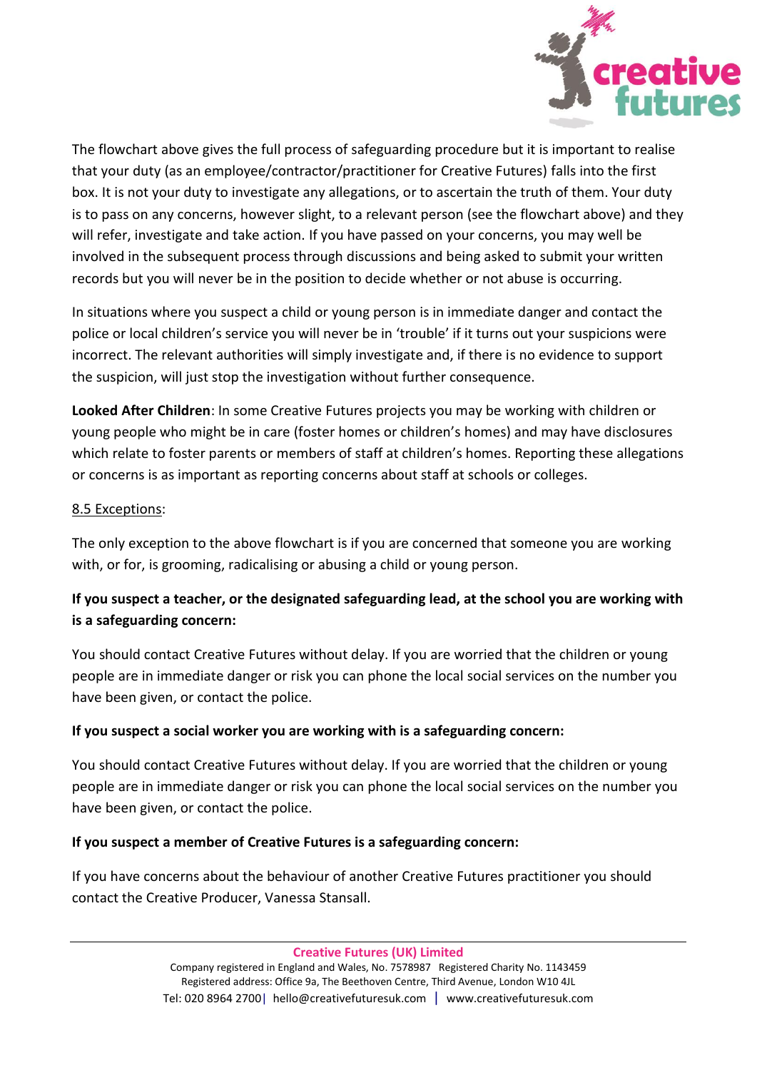The flowchart above gives the full process of safeguarding procedure but it is important to realise that your duty (as an employee/contractor/practitioner for Creative Futures) falls into the first box. It is not your duty to investigate any allegations, or to ascertain the truth of them. Your duty is to pass on any concerns, however slight, to a relevant person (see the flowchart above) and they will refer, investigate and take action. If you have passed on your concerns, you may well be involved in the subsequent process through discussions and being asked to submit your written records but you will never be in the position to decide whether or not abuse is occurring.

In situations where you suspect a child or young person is in immediate danger and contact the police or local children's service you will never be in 'trouble' if it turns out your suspicions were incorrect. The relevant authorities will simply investigate and, if there is no evidence to support the suspicion, will just stop the investigation without further consequence.

**Looked After Children**: In some Creative Futures projects you may be working with children or young people who might be in care (foster homes or children's homes) and may have disclosures which relate to foster parents or members of staff at children's homes. Reporting these allegations or concerns is as important as reporting concerns about staff at schools or colleges.

8.5 Exceptions:

The only exception to the above flowchart is if you are concerned that someone you are working with, or for, is grooming, radicalising or abusing a child or young person.

**If you suspect a teacher, or the designated safeguarding lead, at the school you are working with is a safeguarding concern:**

You should contact Creative Futures without delay. If you are worried that the children or young people are in immediate danger or risk you can phone the local social services on the number you have been given, or contact the police.

**If you suspect a social worker you are working with is a safeguarding concern:**

You should contact Creative Futures without delay. If you are worried that the children or young people are in immediate danger or risk you can phone the local social services on the number you have been given, or contact the police.

**If you suspect a member of Creative Futures is a safeguarding concern:**

If you have concerns about the behaviour of another Creative Futures practitioner you should contact the Creative Producer, Vanessa Stansall.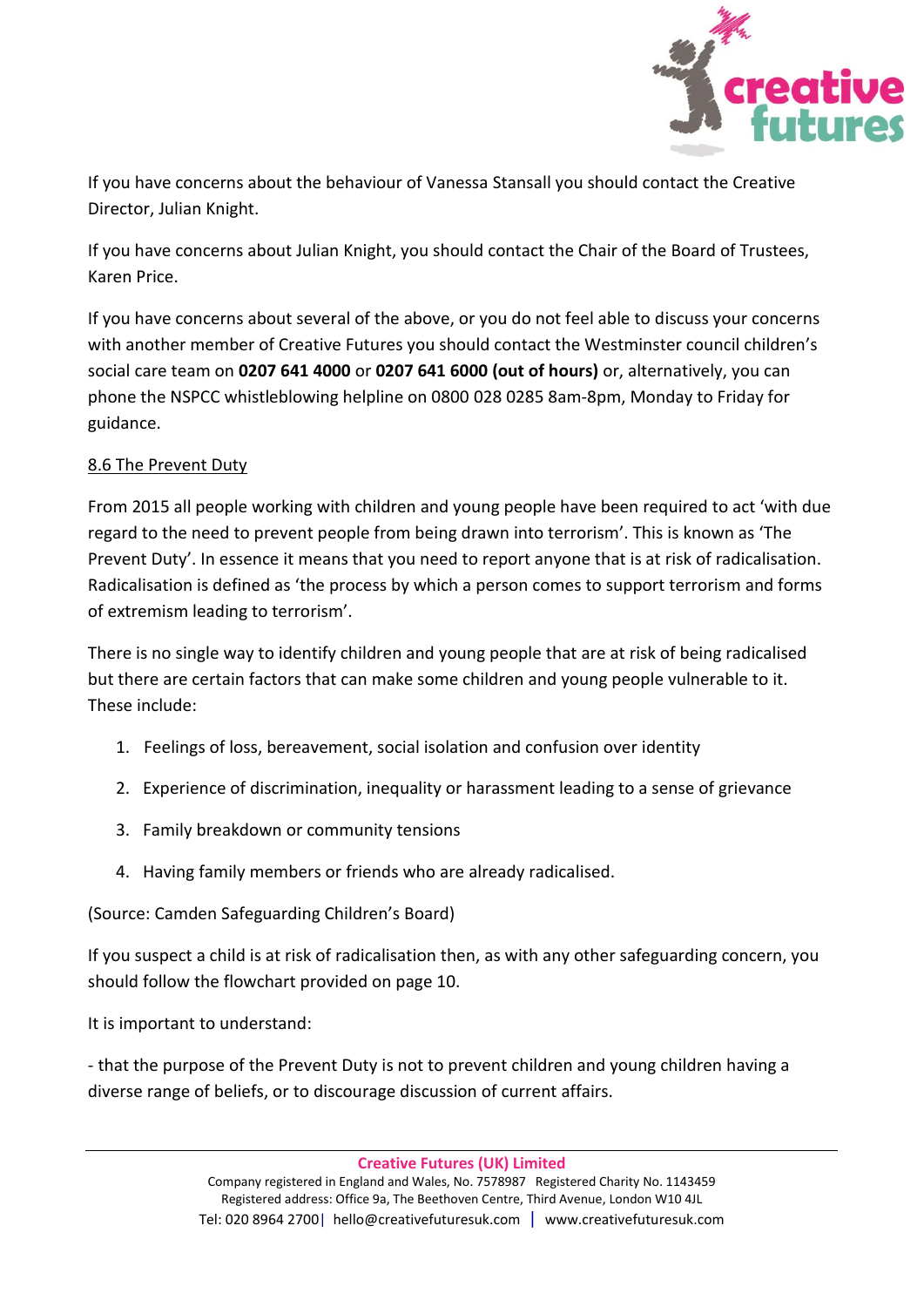If you have concerns about the behaviour of Vanessa Stansall you should contact the Creative Director, Julian Knight.

If you have concerns about Julian Knight, you should contact the Chair of the Board of Trustees, Karen Price.

If you have concerns about several of the above, or you do not feel able to discuss your concerns with another member of Creative Futures you should contact the Westminster council children's social care team on **0207 641 4000** or **0207 641 6000 (out of hours)** or, alternatively, you can phone the NSPCC whistleblowing helpline on 0800 028 0285 8am-8pm, Monday to Friday for guidance.

### 8.6 The Prevent Duty

From 2015 all people working with children and young people have been required to act 'with due regard to the need to prevent people from being drawn into terrorism'. This is known as 'The Prevent Duty'. In essence it means that you need to report anyone that is at risk of radicalisation. Radicalisation is defined as 'the process by which a person comes to support terrorism and forms of extremism leading to terrorism'.

There is no single way to identify children and young people that are at risk of being radicalised but there are certain factors that can make some children and young people vulnerable to it. These include:

1. Feelings of loss, bereavement, social isolation and confusion over identity
2. Experience of discrimination, inequality or harassment leading to a sense of grievance
3. Family breakdown or community tensions
4. Having family members or friends who are already radicalised.

(Source: Camden Safeguarding Children's Board)

If you suspect a child is at risk of radicalisation then, as with any other safeguarding concern, you should follow the flowchart provided on page 10.

It is important to understand:

- that the purpose of the Prevent Duty is not to prevent children and young children having a diverse range of beliefs, or to discourage discussion of current affairs.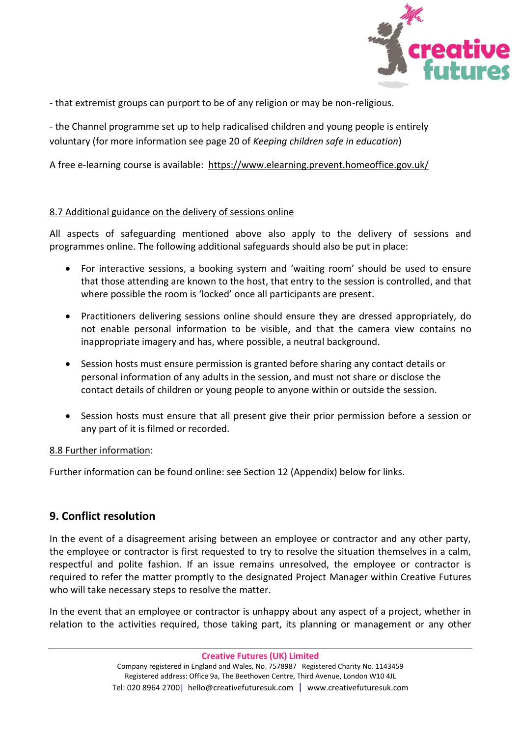- that extremist groups can purport to be of any religion or may be non-religious.

- the Channel programme set up to help radicalised children and young people is entirely voluntary (for more information see page 20 of *Keeping children safe in education*)

A free e-learning course is available: https://www.elearning.prevent.homeoffice.gov.uk/

### 8.7 Additional guidance on the delivery of sessions online

All aspects of safeguarding mentioned above also apply to the delivery of sessions and programmes online. The following additional safeguards should also be put in place:

- For interactive sessions, a booking system and 'waiting room' should be used to ensure that those attending are known to the host, that entry to the session is controlled, and that where possible the room is 'locked' once all participants are present.
- Practitioners delivering sessions online should ensure they are dressed appropriately, do not enable personal information to be visible, and that the camera view contains no inappropriate imagery and has, where possible, a neutral background.
- Session hosts must ensure permission is granted before sharing any contact details or personal information of any adults in the session, and must not share or disclose the contact details of children or young people to anyone within or outside the session.
- Session hosts must ensure that all present give their prior permission before a session or any part of it is filmed or recorded.

### 8.8 Further information:

Further information can be found online: see Section 12 (Appendix) below for links.

## 9. Conflict resolution

In the event of a disagreement arising between an employee or contractor and any other party, the employee or contractor is first requested to try to resolve the situation themselves in a calm, respectful and polite fashion. If an issue remains unresolved, the employee or contractor is required to refer the matter promptly to the designated Project Manager within Creative Futures who will take necessary steps to resolve the matter.

In the event that an employee or contractor is unhappy about any aspect of a project, whether in relation to the activities required, those taking part, its planning or management or any other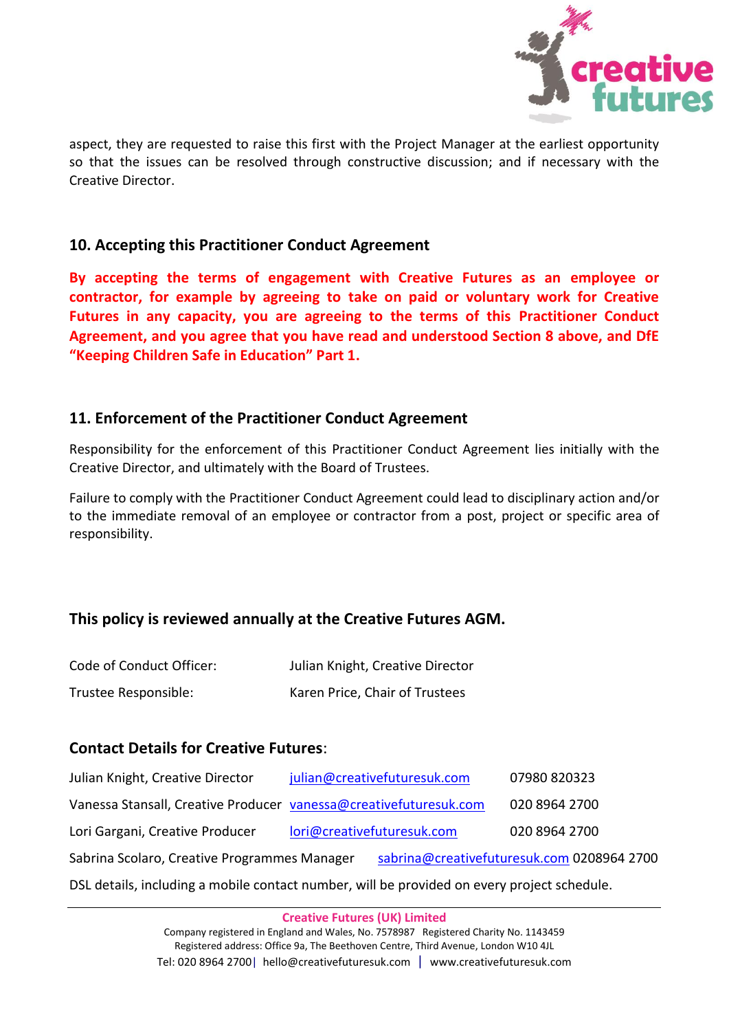aspect, they are requested to raise this first with the Project Manager at the earliest opportunity so that the issues can be resolved through constructive discussion; and if necessary with the Creative Director.

## 10. Accepting this Practitioner Conduct Agreement

**By accepting the terms of engagement with Creative Futures as an employee or contractor, for example by agreeing to take on paid or voluntary work for Creative Futures in any capacity, you are agreeing to the terms of this Practitioner Conduct Agreement, and you agree that you have read and understood Section 8 above, and DfE "Keeping Children Safe in Education" Part 1.**

## 11. Enforcement of the Practitioner Conduct Agreement

Responsibility for the enforcement of this Practitioner Conduct Agreement lies initially with the Creative Director, and ultimately with the Board of Trustees.

Failure to comply with the Practitioner Conduct Agreement could lead to disciplinary action and/or to the immediate removal of an employee or contractor from a post, project or specific area of responsibility.

## This policy is reviewed annually at the Creative Futures AGM.

| | |
|---|---|
| Code of Conduct Officer: | Julian Knight, Creative Director |
| Trustee Responsible: | Karen Price, Chair of Trustees |

## Contact Details for Creative Futures:

| | | |
|---|---|---|
| Julian Knight, Creative Director | julian@creativefuturesuk.com | 07980 820323 |
| Vanessa Stansall, Creative Producer | vanessa@creativefuturesuk.com | 020 8964 2700 |
| Lori Gargani, Creative Producer | lori@creativefuturesuk.com | 020 8964 2700 |
| Sabrina Scolaro, Creative Programmes Manager | sabrina@creativefuturesuk.com | 0208964 2700 |

DSL details, including a mobile contact number, will be provided on every project schedule.

**Creative Futures (UK) Limited**
Company registered in England and Wales, No. 7578987 Registered Charity No. 1143459
Registered address: Office 9a, The Beethoven Centre, Third Avenue, London W10 4JL
Tel: 020 8964 2700 | hello@creativefuturesuk.com | www.creativefuturesuk.com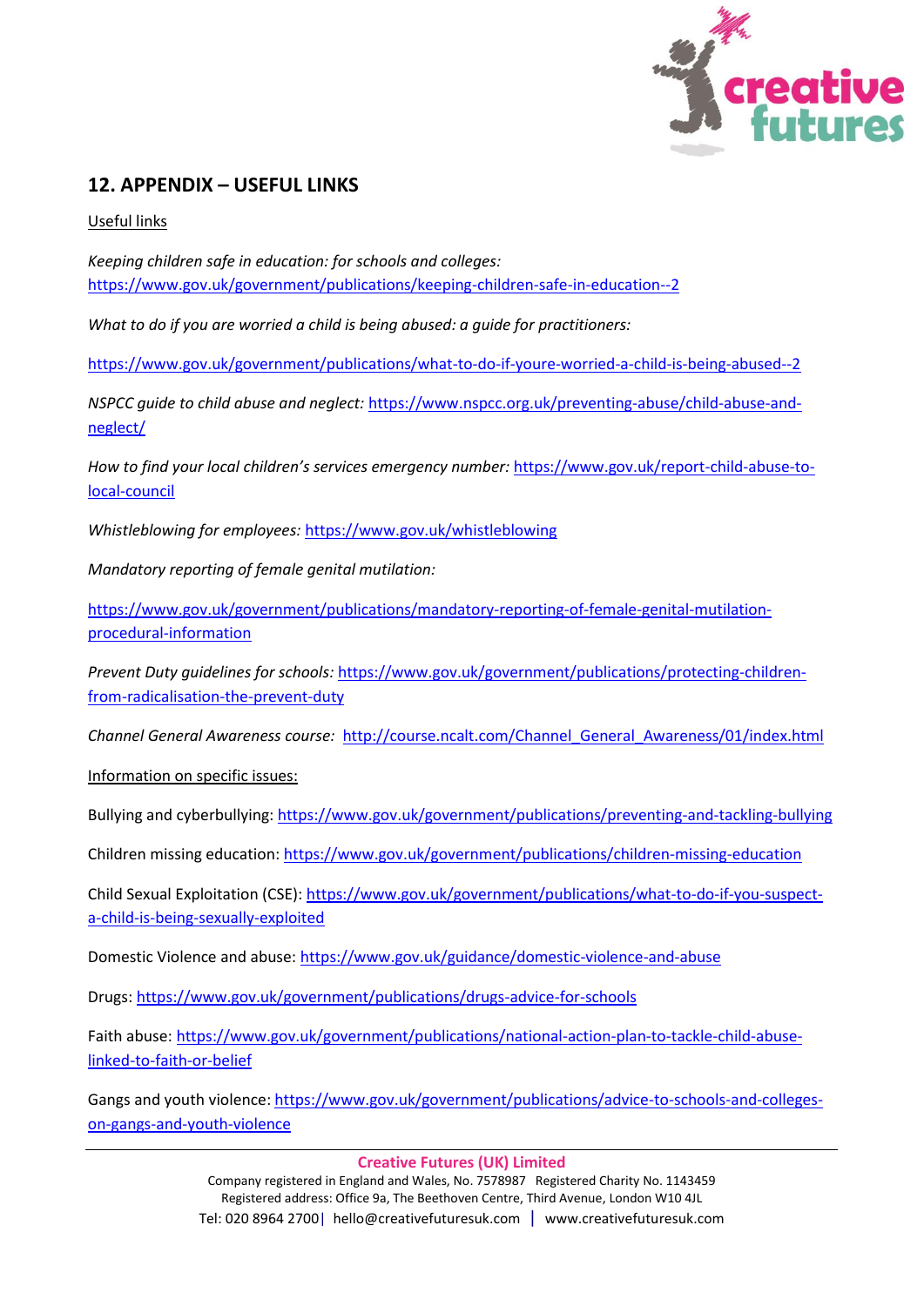## 12. APPENDIX – USEFUL LINKS

Useful links

*Keeping children safe in education: for schools and colleges:* https://www.gov.uk/government/publications/keeping-children-safe-in-education--2

*What to do if you are worried a child is being abused: a guide for practitioners:*

https://www.gov.uk/government/publications/what-to-do-if-youre-worried-a-child-is-being-abused--2

*NSPCC guide to child abuse and neglect:* https://www.nspcc.org.uk/preventing-abuse/child-abuse-and-neglect/

*How to find your local children's services emergency number:* https://www.gov.uk/report-child-abuse-to-local-council

*Whistleblowing for employees:* https://www.gov.uk/whistleblowing

*Mandatory reporting of female genital mutilation:*

https://www.gov.uk/government/publications/mandatory-reporting-of-female-genital-mutilation-procedural-information

*Prevent Duty guidelines for schools:* https://www.gov.uk/government/publications/protecting-children-from-radicalisation-the-prevent-duty

*Channel General Awareness course:* http://course.ncalt.com/Channel_General_Awareness/01/index.html

Information on specific issues:

Bullying and cyberbullying: https://www.gov.uk/government/publications/preventing-and-tackling-bullying

Children missing education: https://www.gov.uk/government/publications/children-missing-education

Child Sexual Exploitation (CSE): https://www.gov.uk/government/publications/what-to-do-if-you-suspect-a-child-is-being-sexually-exploited

Domestic Violence and abuse: https://www.gov.uk/guidance/domestic-violence-and-abuse

Drugs: https://www.gov.uk/government/publications/drugs-advice-for-schools

Faith abuse: https://www.gov.uk/government/publications/national-action-plan-to-tackle-child-abuse-linked-to-faith-or-belief

Gangs and youth violence: https://www.gov.uk/government/publications/advice-to-schools-and-colleges-on-gangs-and-youth-violence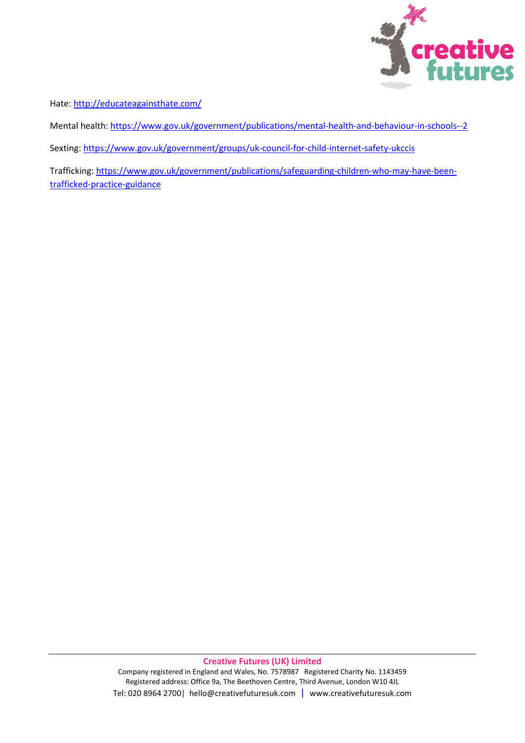Hate: [http://educateagainsthate.com/](http://educateagainsthate.com/)

Mental health: [https://www.gov.uk/government/publications/mental-health-and-behaviour-in-schools--2](https://www.gov.uk/government/publications/mental-health-and-behaviour-in-schools--2)

Sexting: [https://www.gov.uk/government/groups/uk-council-for-child-internet-safety-ukccis](https://www.gov.uk/government/groups/uk-council-for-child-internet-safety-ukccis)

Trafficking: [https://www.gov.uk/government/publications/safeguarding-children-who-may-have-been-trafficked-practice-guidance](https://www.gov.uk/government/publications/safeguarding-children-who-may-have-been-trafficked-practice-guidance)